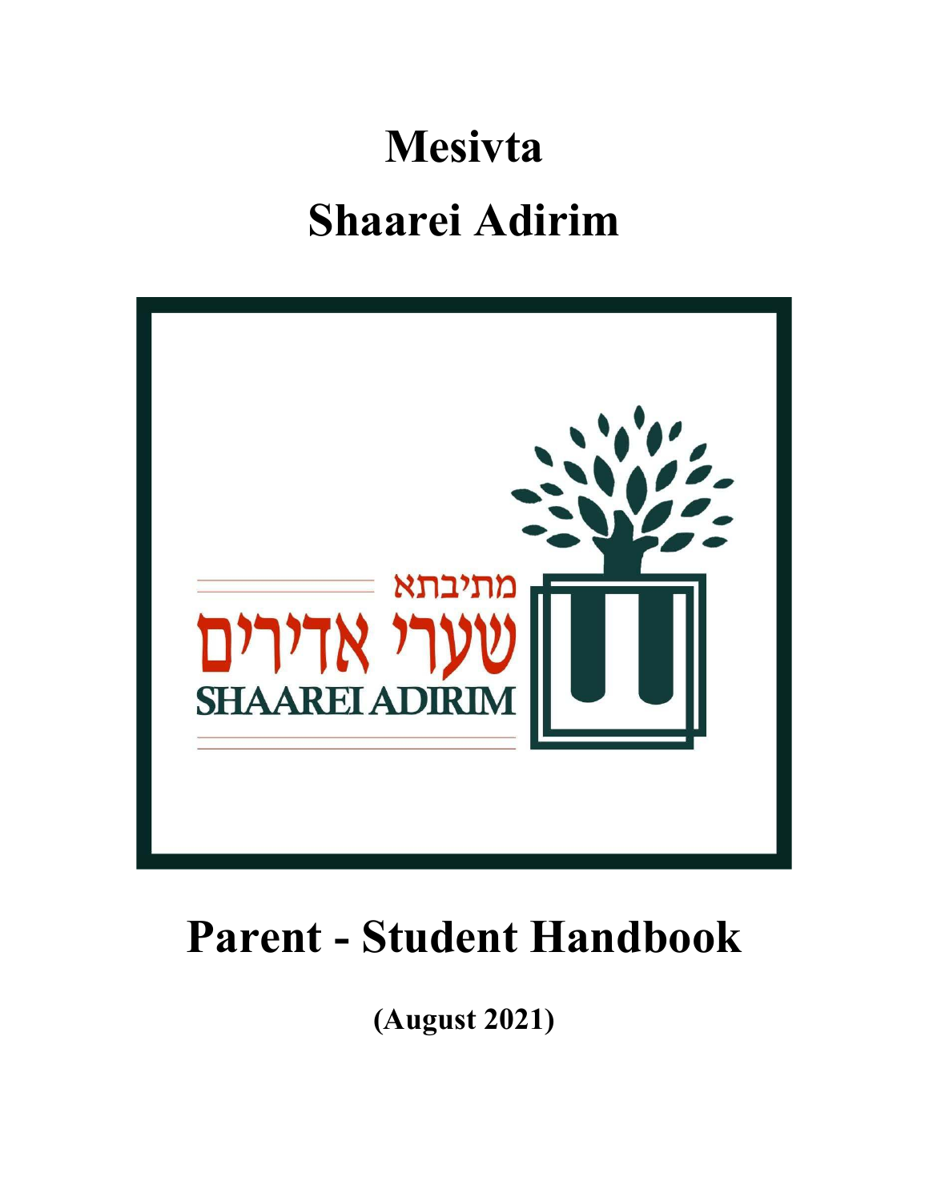# Mesivta

# Shaarei Adirim

מתיבתא

שערי אדירים

SHAAREI ADIRIM

# Parent - Student Handbook

**(August 2021)**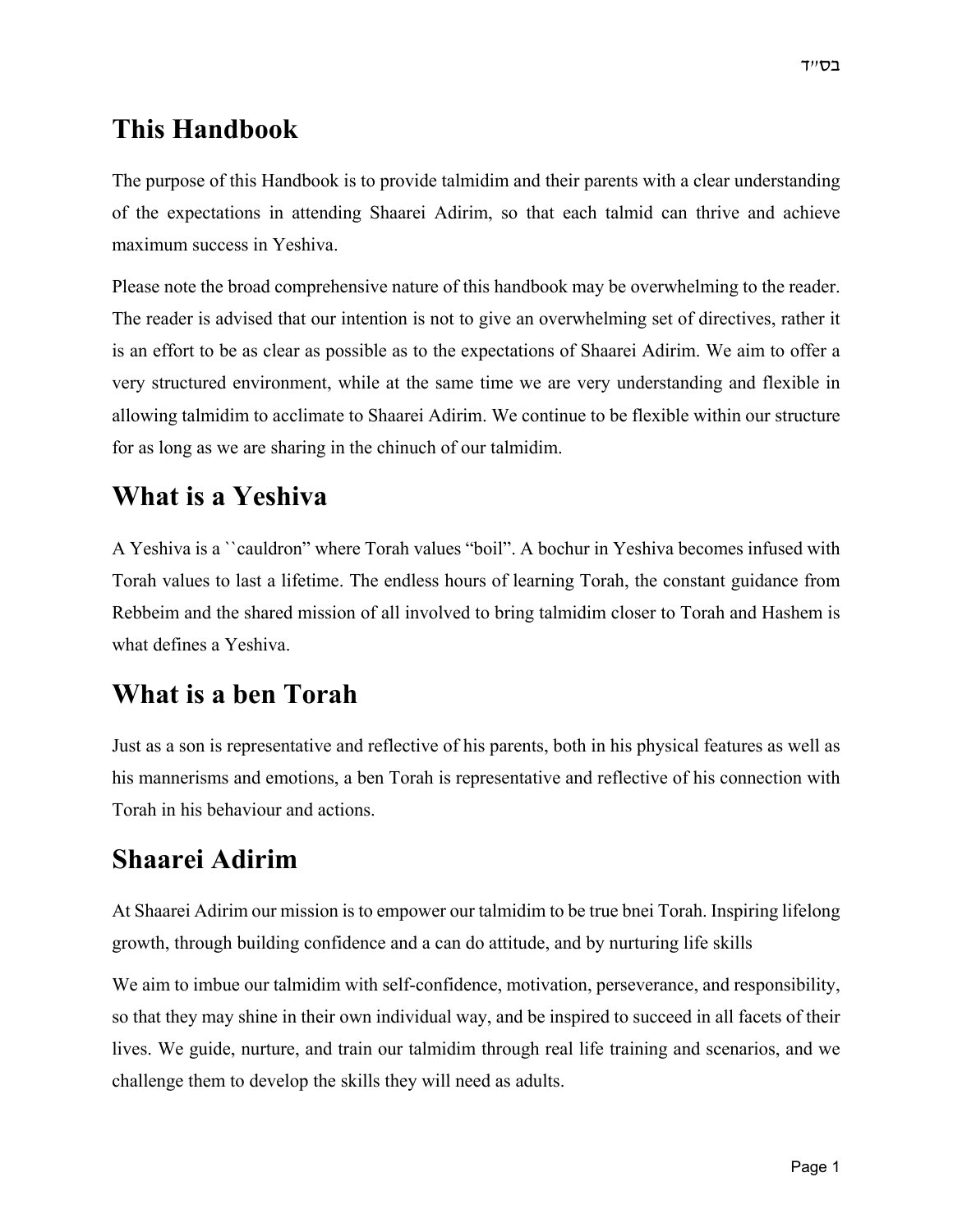בס״ד

# This Handbook

The purpose of this Handbook is to provide talmidim and their parents with a clear understanding of the expectations in attending Shaarei Adirim, so that each talmid can thrive and achieve maximum success in Yeshiva.

Please note the broad comprehensive nature of this handbook may be overwhelming to the reader. The reader is advised that our intention is not to give an overwhelming set of directives, rather it is an effort to be as clear as possible as to the expectations of Shaarei Adirim. We aim to offer a very structured environment, while at the same time we are very understanding and flexible in allowing talmidim to acclimate to Shaarei Adirim. We continue to be flexible within our structure for as long as we are sharing in the chinuch of our talmidim.

# What is a Yeshiva

A Yeshiva is a ``cauldron" where Torah values "boil". A bochur in Yeshiva becomes infused with Torah values to last a lifetime. The endless hours of learning Torah, the constant guidance from Rebbeim and the shared mission of all involved to bring talmidim closer to Torah and Hashem is what defines a Yeshiva.

# What is a ben Torah

Just as a son is representative and reflective of his parents, both in his physical features as well as his mannerisms and emotions, a ben Torah is representative and reflective of his connection with Torah in his behaviour and actions.

# Shaarei Adirim

At Shaarei Adirim our mission is to empower our talmidim to be true bnei Torah. Inspiring lifelong growth, through building confidence and a can do attitude, and by nurturing life skills

We aim to imbue our talmidim with self-confidence, motivation, perseverance, and responsibility, so that they may shine in their own individual way, and be inspired to succeed in all facets of their lives. We guide, nurture, and train our talmidim through real life training and scenarios, and we challenge them to develop the skills they will need as adults.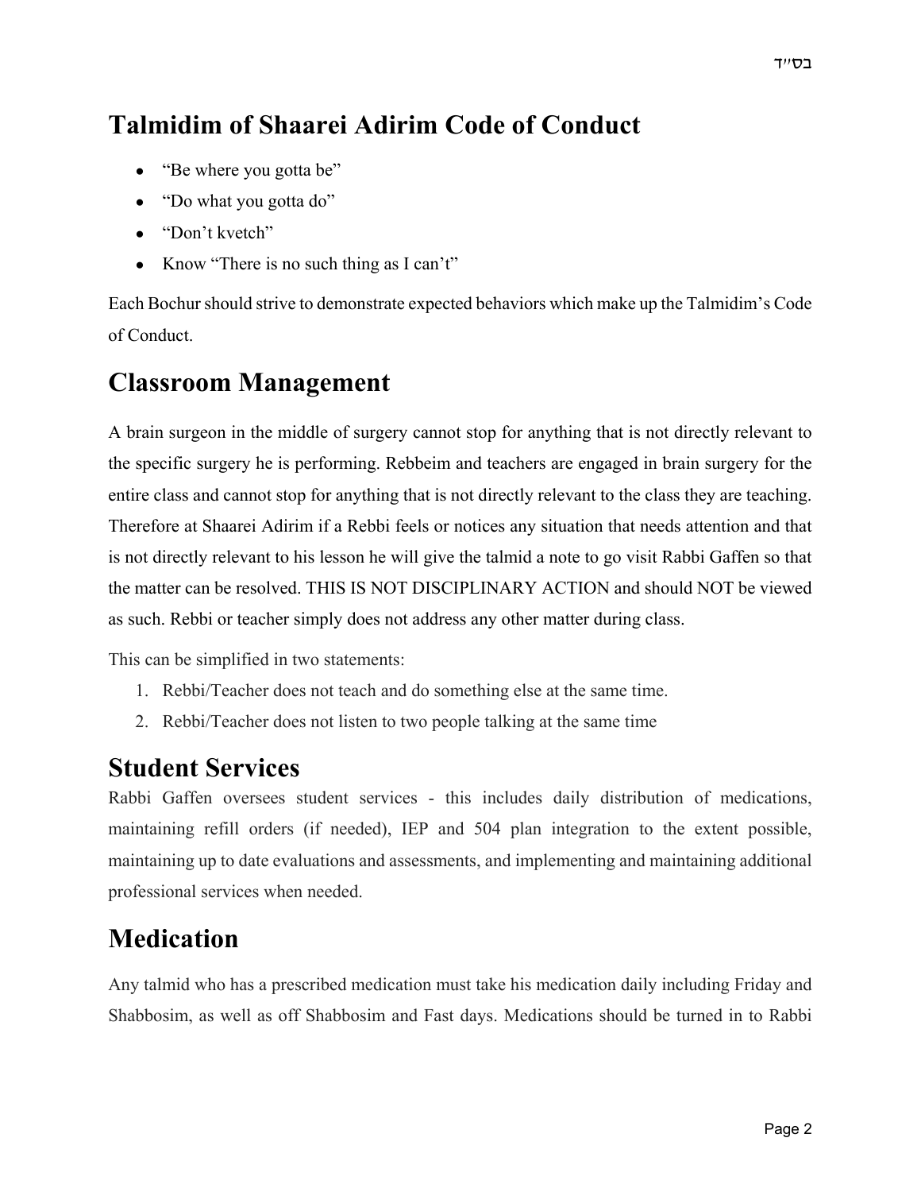## Talmidim of Shaarei Adirim Code of Conduct

- "Be where you gotta be"
- "Do what you gotta do"
- "Don't kvetch"
- Know "There is no such thing as I can't"

Each Bochur should strive to demonstrate expected behaviors which make up the Talmidim's Code of Conduct.

## Classroom Management

A brain surgeon in the middle of surgery cannot stop for anything that is not directly relevant to the specific surgery he is performing. Rebbeim and teachers are engaged in brain surgery for the entire class and cannot stop for anything that is not directly relevant to the class they are teaching. Therefore at Shaarei Adirim if a Rebbi feels or notices any situation that needs attention and that is not directly relevant to his lesson he will give the talmid a note to go visit Rabbi Gaffen so that the matter can be resolved. THIS IS NOT DISCIPLINARY ACTION and should NOT be viewed as such. Rebbi or teacher simply does not address any other matter during class.

This can be simplified in two statements:

1. Rebbi/Teacher does not teach and do something else at the same time.
2. Rebbi/Teacher does not listen to two people talking at the same time

## Student Services

Rabbi Gaffen oversees student services - this includes daily distribution of medications, maintaining refill orders (if needed), IEP and 504 plan integration to the extent possible, maintaining up to date evaluations and assessments, and implementing and maintaining additional professional services when needed.

## Medication

Any talmid who has a prescribed medication must take his medication daily including Friday and Shabbosim, as well as off Shabbosim and Fast days. Medications should be turned in to Rabbi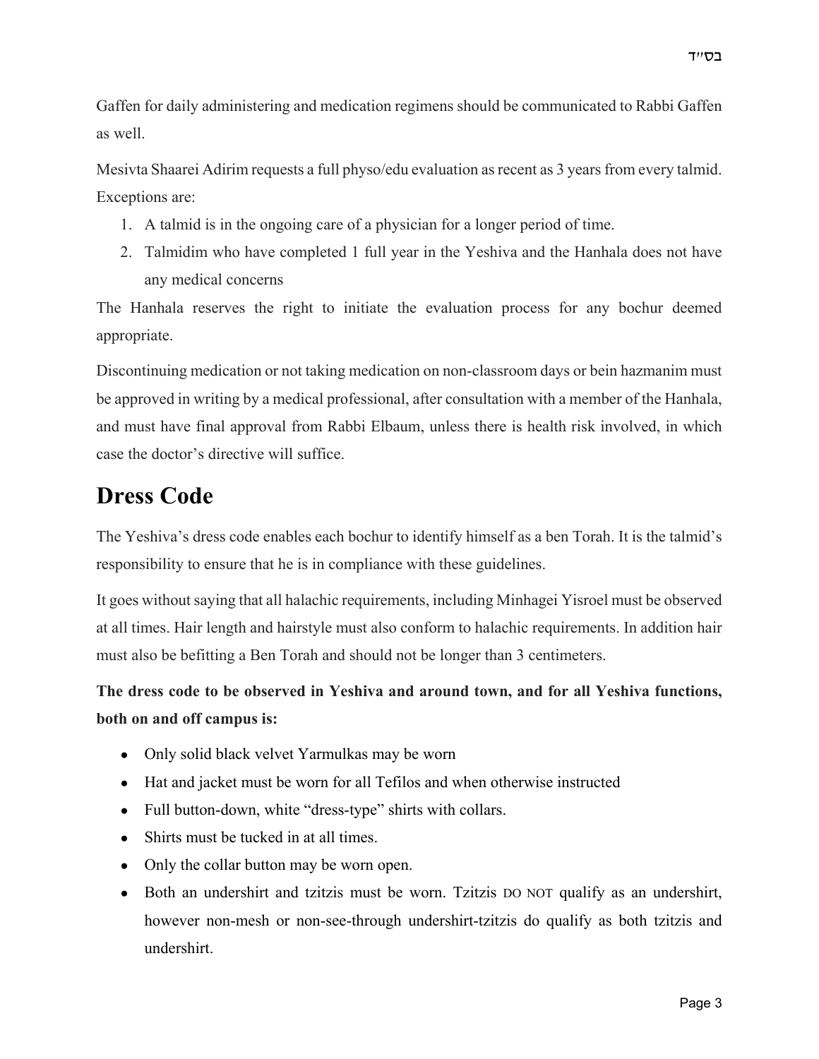Gaffen for daily administering and medication regimens should be communicated to Rabbi Gaffen as well.

Mesivta Shaarei Adirim requests a full physo/edu evaluation as recent as 3 years from every talmid. Exceptions are:

1. A talmid is in the ongoing care of a physician for a longer period of time.
2. Talmidim who have completed 1 full year in the Yeshiva and the Hanhala does not have any medical concerns

The Hanhala reserves the right to initiate the evaluation process for any bochur deemed appropriate.

Discontinuing medication or not taking medication on non-classroom days or bein hazmanim must be approved in writing by a medical professional, after consultation with a member of the Hanhala, and must have final approval from Rabbi Elbaum, unless there is health risk involved, in which case the doctor's directive will suffice.

# Dress Code

The Yeshiva's dress code enables each bochur to identify himself as a ben Torah. It is the talmid's responsibility to ensure that he is in compliance with these guidelines.

It goes without saying that all halachic requirements, including Minhagei Yisroel must be observed at all times. Hair length and hairstyle must also conform to halachic requirements. In addition hair must also be befitting a Ben Torah and should not be longer than 3 centimeters.

**The dress code to be observed in Yeshiva and around town, and for all Yeshiva functions, both on and off campus is:**

- Only solid black velvet Yarmulkas may be worn
- Hat and jacket must be worn for all Tefilos and when otherwise instructed
- Full button-down, white "dress-type" shirts with collars.
- Shirts must be tucked in at all times.
- Only the collar button may be worn open.
- Both an undershirt and tzitzis must be worn. Tzitzis DO NOT qualify as an undershirt, however non-mesh or non-see-through undershirt-tzitzis do qualify as both tzitzis and undershirt.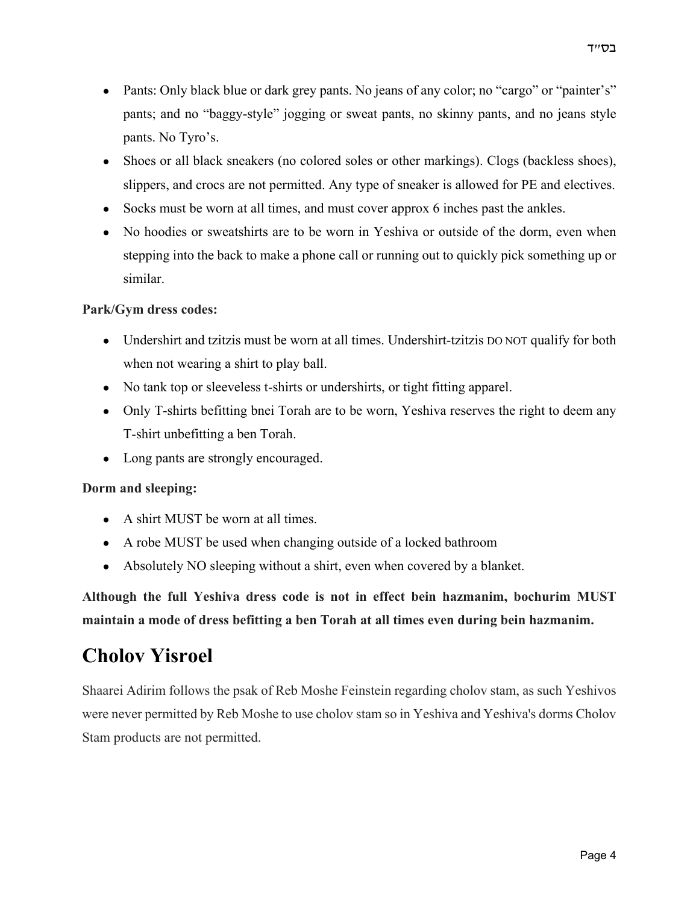- Pants: Only black blue or dark grey pants. No jeans of any color; no "cargo" or "painter's" pants; and no "baggy-style" jogging or sweat pants, no skinny pants, and no jeans style pants. No Tyro's.
- Shoes or all black sneakers (no colored soles or other markings). Clogs (backless shoes), slippers, and crocs are not permitted. Any type of sneaker is allowed for PE and electives.
- Socks must be worn at all times, and must cover approx 6 inches past the ankles.
- No hoodies or sweatshirts are to be worn in Yeshiva or outside of the dorm, even when stepping into the back to make a phone call or running out to quickly pick something up or similar.

**Park/Gym dress codes:**

- Undershirt and tzitzis must be worn at all times. Undershirt-tzitzis DO NOT qualify for both when not wearing a shirt to play ball.
- No tank top or sleeveless t-shirts or undershirts, or tight fitting apparel.
- Only T-shirts befitting bnei Torah are to be worn, Yeshiva reserves the right to deem any T-shirt unbefitting a ben Torah.
- Long pants are strongly encouraged.

**Dorm and sleeping:**

- A shirt MUST be worn at all times.
- A robe MUST be used when changing outside of a locked bathroom
- Absolutely NO sleeping without a shirt, even when covered by a blanket.

**Although the full Yeshiva dress code is not in effect bein hazmanim, bochurim MUST maintain a mode of dress befitting a ben Torah at all times even during bein hazmanim.**

## Cholov Yisroel

Shaarei Adirim follows the psak of Reb Moshe Feinstein regarding cholov stam, as such Yeshivos were never permitted by Reb Moshe to use cholov stam so in Yeshiva and Yeshiva's dorms Cholov Stam products are not permitted.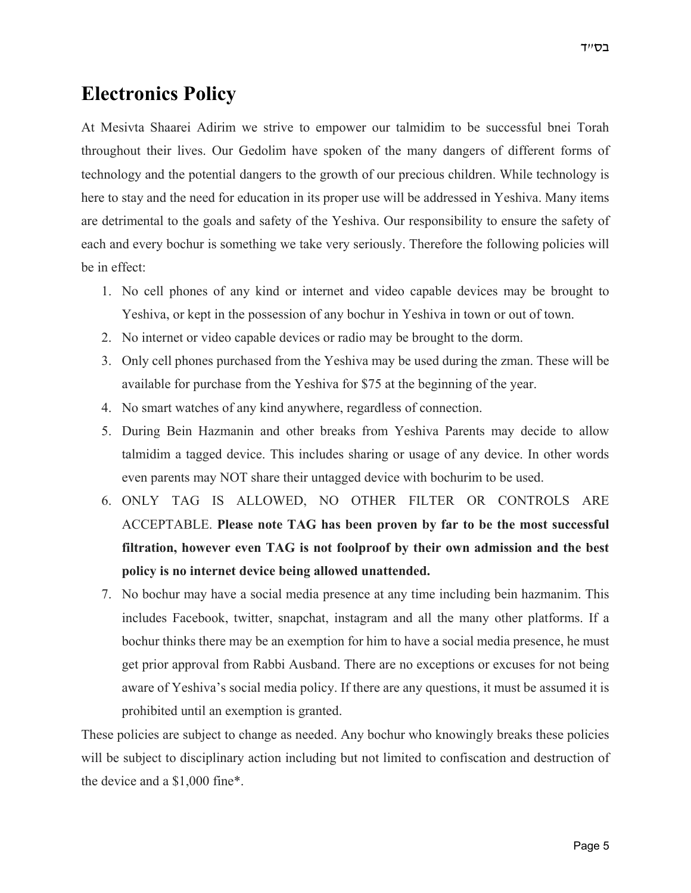# Electronics Policy

At Mesivta Shaarei Adirim we strive to empower our talmidim to be successful bnei Torah throughout their lives. Our Gedolim have spoken of the many dangers of different forms of technology and the potential dangers to the growth of our precious children. While technology is here to stay and the need for education in its proper use will be addressed in Yeshiva. Many items are detrimental to the goals and safety of the Yeshiva. Our responsibility to ensure the safety of each and every bochur is something we take very seriously. Therefore the following policies will be in effect:

1. No cell phones of any kind or internet and video capable devices may be brought to Yeshiva, or kept in the possession of any bochur in Yeshiva in town or out of town.
2. No internet or video capable devices or radio may be brought to the dorm.
3. Only cell phones purchased from the Yeshiva may be used during the zman. These will be available for purchase from the Yeshiva for $75 at the beginning of the year.
4. No smart watches of any kind anywhere, regardless of connection.
5. During Bein Hazmanin and other breaks from Yeshiva Parents may decide to allow talmidim a tagged device. This includes sharing or usage of any device. In other words even parents may NOT share their untagged device with bochurim to be used.
6. ONLY TAG IS ALLOWED, NO OTHER FILTER OR CONTROLS ARE ACCEPTABLE. **Please note TAG has been proven by far to be the most successful filtration, however even TAG is not foolproof by their own admission and the best policy is no internet device being allowed unattended.**
7. No bochur may have a social media presence at any time including bein hazmanim. This includes Facebook, twitter, snapchat, instagram and all the many other platforms. If a bochur thinks there may be an exemption for him to have a social media presence, he must get prior approval from Rabbi Ausband. There are no exceptions or excuses for not being aware of Yeshiva's social media policy. If there are any questions, it must be assumed it is prohibited until an exemption is granted.

These policies are subject to change as needed. Any bochur who knowingly breaks these policies will be subject to disciplinary action including but not limited to confiscation and destruction of the device and a $1,000 fine*.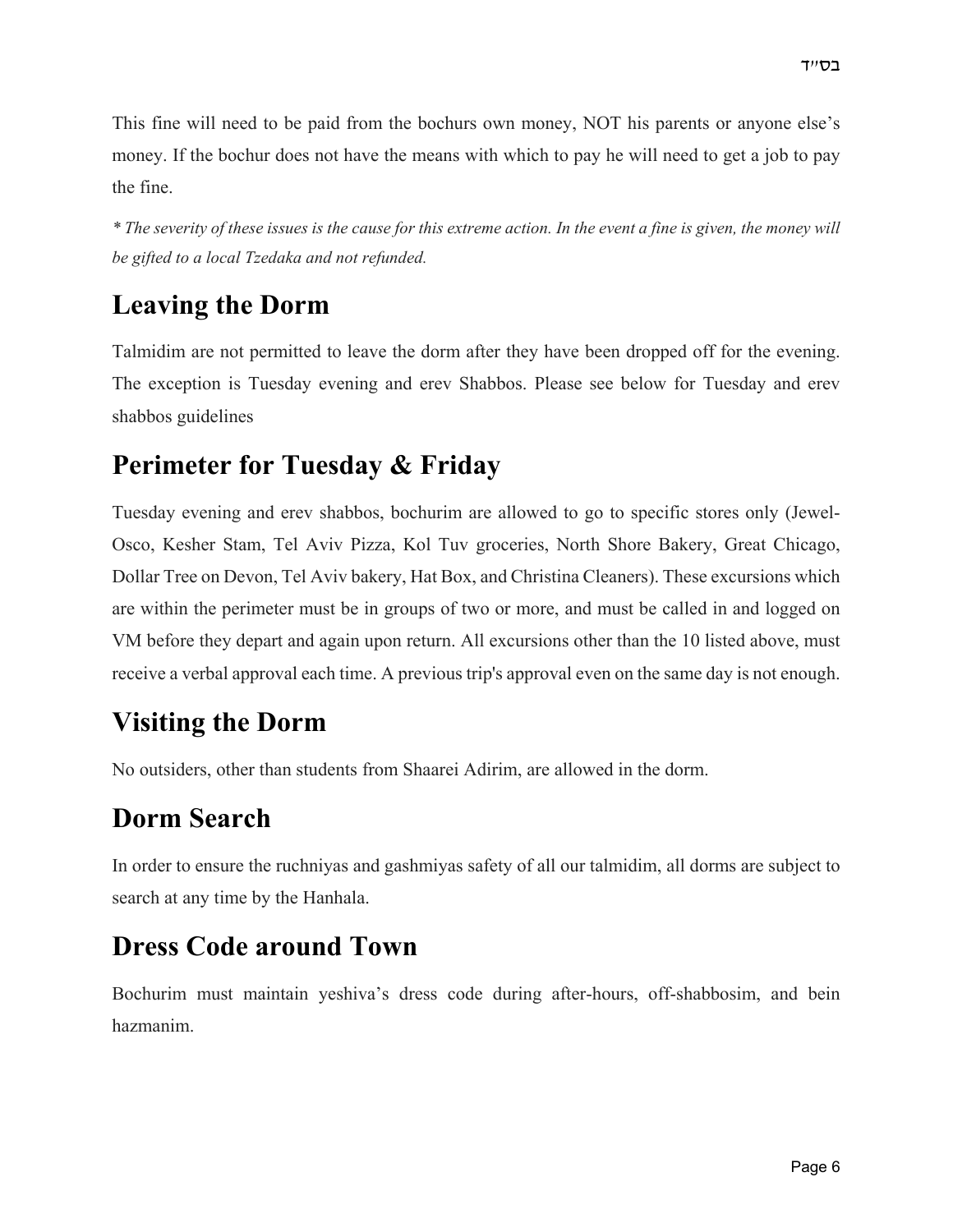This fine will need to be paid from the bochurs own money, NOT his parents or anyone else's money. If the bochur does not have the means with which to pay he will need to get a job to pay the fine.

*\* The severity of these issues is the cause for this extreme action. In the event a fine is given, the money will be gifted to a local Tzedaka and not refunded.*

## Leaving the Dorm

Talmidim are not permitted to leave the dorm after they have been dropped off for the evening. The exception is Tuesday evening and erev Shabbos. Please see below for Tuesday and erev shabbos guidelines

## Perimeter for Tuesday & Friday

Tuesday evening and erev shabbos, bochurim are allowed to go to specific stores only (Jewel-Osco, Kesher Stam, Tel Aviv Pizza, Kol Tuv groceries, North Shore Bakery, Great Chicago, Dollar Tree on Devon, Tel Aviv bakery, Hat Box, and Christina Cleaners). These excursions which are within the perimeter must be in groups of two or more, and must be called in and logged on VM before they depart and again upon return. All excursions other than the 10 listed above, must receive a verbal approval each time. A previous trip's approval even on the same day is not enough.

## Visiting the Dorm

No outsiders, other than students from Shaarei Adirim, are allowed in the dorm.

## Dorm Search

In order to ensure the ruchniyas and gashmiyas safety of all our talmidim, all dorms are subject to search at any time by the Hanhala.

## Dress Code around Town

Bochurim must maintain yeshiva's dress code during after-hours, off-shabbosim, and bein hazmanim.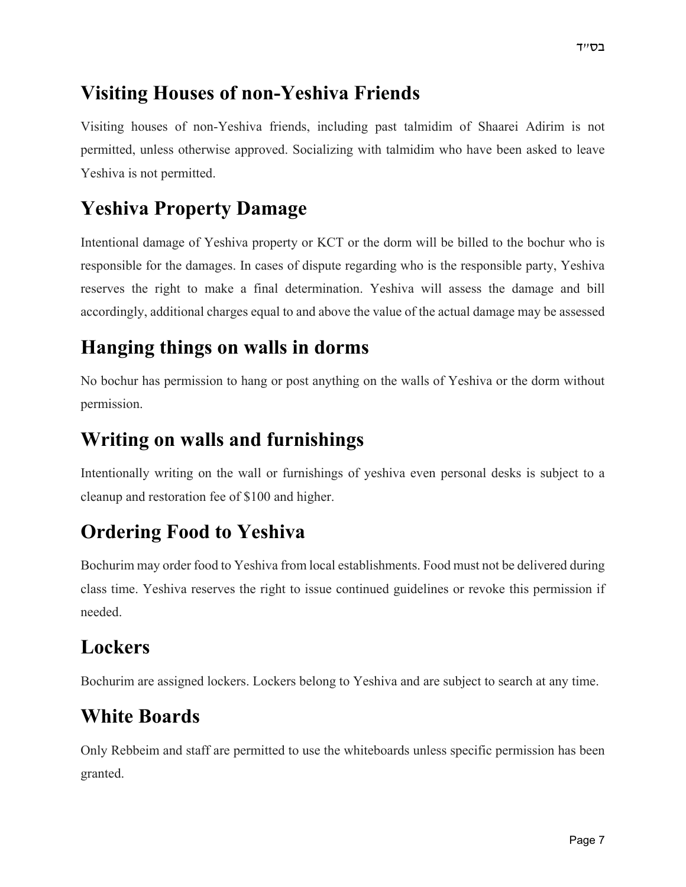## Visiting Houses of non-Yeshiva Friends

Visiting houses of non-Yeshiva friends, including past talmidim of Shaarei Adirim is not permitted, unless otherwise approved. Socializing with talmidim who have been asked to leave Yeshiva is not permitted.

## Yeshiva Property Damage

Intentional damage of Yeshiva property or KCT or the dorm will be billed to the bochur who is responsible for the damages. In cases of dispute regarding who is the responsible party, Yeshiva reserves the right to make a final determination. Yeshiva will assess the damage and bill accordingly, additional charges equal to and above the value of the actual damage may be assessed

## Hanging things on walls in dorms

No bochur has permission to hang or post anything on the walls of Yeshiva or the dorm without permission.

## Writing on walls and furnishings

Intentionally writing on the wall or furnishings of yeshiva even personal desks is subject to a cleanup and restoration fee of $100 and higher.

## Ordering Food to Yeshiva

Bochurim may order food to Yeshiva from local establishments. Food must not be delivered during class time. Yeshiva reserves the right to issue continued guidelines or revoke this permission if needed.

## Lockers

Bochurim are assigned lockers. Lockers belong to Yeshiva and are subject to search at any time.

## White Boards

Only Rebbeim and staff are permitted to use the whiteboards unless specific permission has been granted.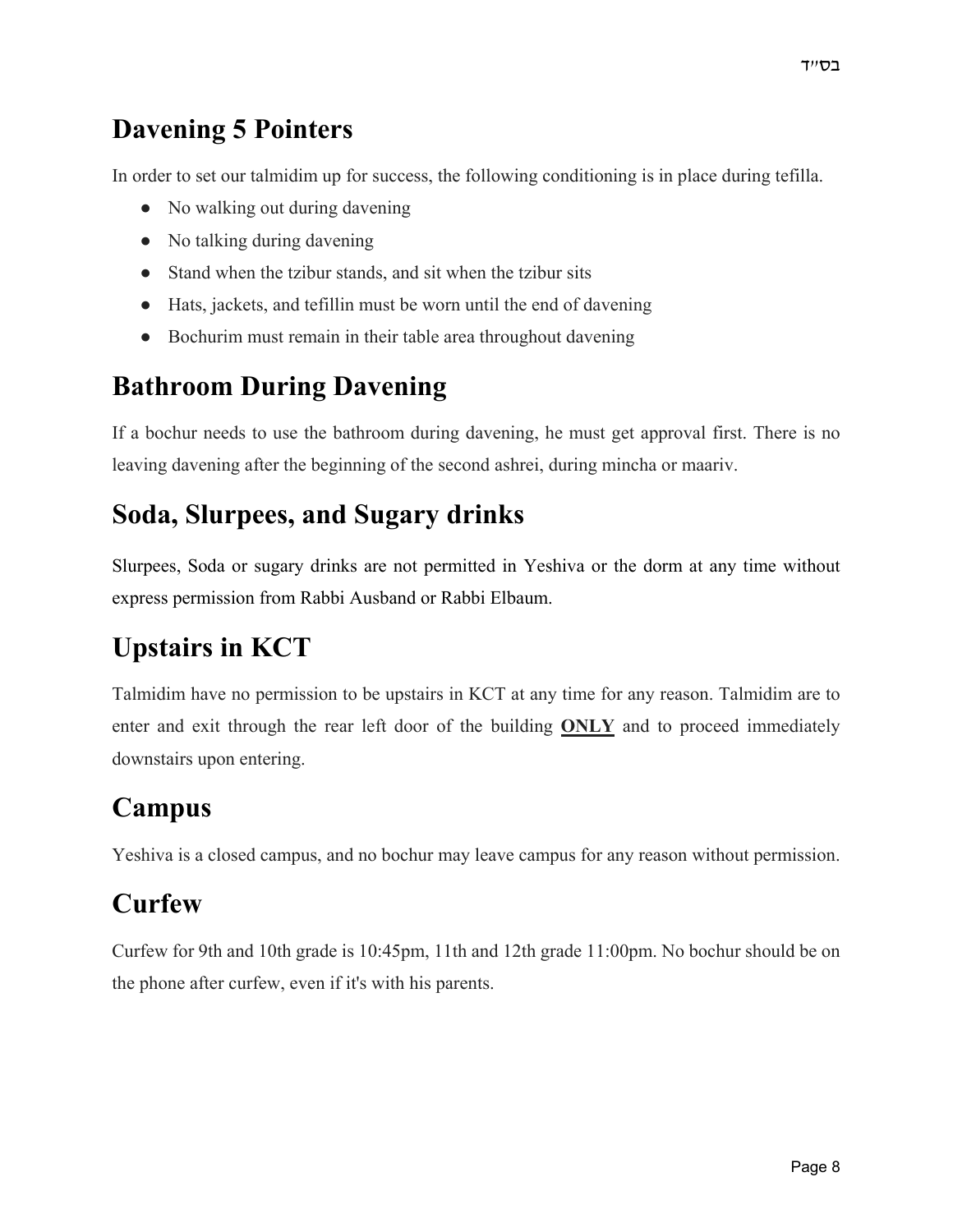## Davening 5 Pointers

In order to set our talmidim up for success, the following conditioning is in place during tefilla.

- No walking out during davening
- No talking during davening
- Stand when the tzibur stands, and sit when the tzibur sits
- Hats, jackets, and tefillin must be worn until the end of davening
- Bochurim must remain in their table area throughout davening

## Bathroom During Davening

If a bochur needs to use the bathroom during davening, he must get approval first. There is no leaving davening after the beginning of the second ashrei, during mincha or maariv.

## Soda, Slurpees, and Sugary drinks

Slurpees, Soda or sugary drinks are not permitted in Yeshiva or the dorm at any time without express permission from Rabbi Ausband or Rabbi Elbaum.

## Upstairs in KCT

Talmidim have no permission to be upstairs in KCT at any time for any reason. Talmidim are to enter and exit through the rear left door of the building **ONLY** and to proceed immediately downstairs upon entering.

## Campus

Yeshiva is a closed campus, and no bochur may leave campus for any reason without permission.

## Curfew

Curfew for 9th and 10th grade is 10:45pm, 11th and 12th grade 11:00pm. No bochur should be on the phone after curfew, even if it's with his parents.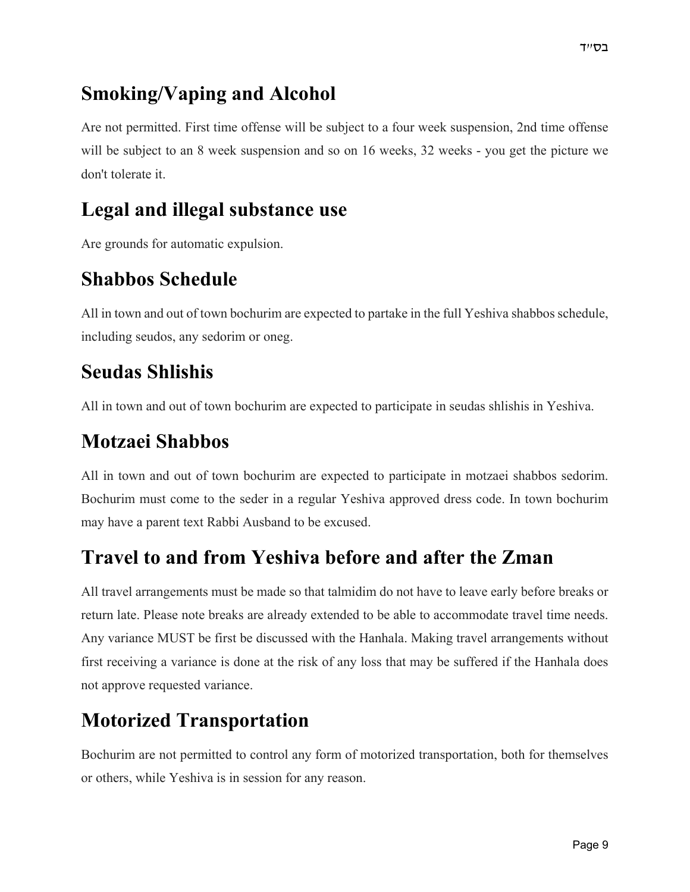## Smoking/Vaping and Alcohol

Are not permitted. First time offense will be subject to a four week suspension, 2nd time offense will be subject to an 8 week suspension and so on 16 weeks, 32 weeks - you get the picture we don't tolerate it.

## Legal and illegal substance use

Are grounds for automatic expulsion.

## Shabbos Schedule

All in town and out of town bochurim are expected to partake in the full Yeshiva shabbos schedule, including seudos, any sedorim or oneg.

## Seudas Shlishis

All in town and out of town bochurim are expected to participate in seudas shlishis in Yeshiva.

## Motzaei Shabbos

All in town and out of town bochurim are expected to participate in motzaei shabbos sedorim. Bochurim must come to the seder in a regular Yeshiva approved dress code. In town bochurim may have a parent text Rabbi Ausband to be excused.

## Travel to and from Yeshiva before and after the Zman

All travel arrangements must be made so that talmidim do not have to leave early before breaks or return late. Please note breaks are already extended to be able to accommodate travel time needs. Any variance MUST be first be discussed with the Hanhala. Making travel arrangements without first receiving a variance is done at the risk of any loss that may be suffered if the Hanhala does not approve requested variance.

## Motorized Transportation

Bochurim are not permitted to control any form of motorized transportation, both for themselves or others, while Yeshiva is in session for any reason.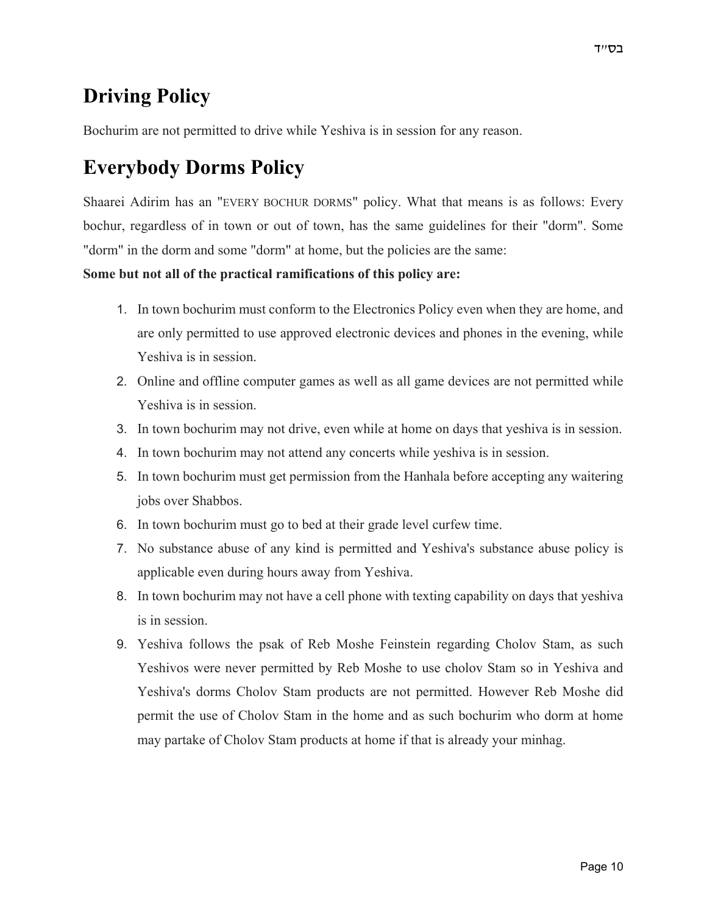## Driving Policy

Bochurim are not permitted to drive while Yeshiva is in session for any reason.

## Everybody Dorms Policy

Shaarei Adirim has an "EVERY BOCHUR DORMS" policy. What that means is as follows: Every bochur, regardless of in town or out of town, has the same guidelines for their "dorm". Some "dorm" in the dorm and some "dorm" at home, but the policies are the same:

**Some but not all of the practical ramifications of this policy are:**

1. In town bochurim must conform to the Electronics Policy even when they are home, and are only permitted to use approved electronic devices and phones in the evening, while Yeshiva is in session.
2. Online and offline computer games as well as all game devices are not permitted while Yeshiva is in session.
3. In town bochurim may not drive, even while at home on days that yeshiva is in session.
4. In town bochurim may not attend any concerts while yeshiva is in session.
5. In town bochurim must get permission from the Hanhala before accepting any waitering jobs over Shabbos.
6. In town bochurim must go to bed at their grade level curfew time.
7. No substance abuse of any kind is permitted and Yeshiva's substance abuse policy is applicable even during hours away from Yeshiva.
8. In town bochurim may not have a cell phone with texting capability on days that yeshiva is in session.
9. Yeshiva follows the psak of Reb Moshe Feinstein regarding Cholov Stam, as such Yeshivos were never permitted by Reb Moshe to use cholov Stam so in Yeshiva and Yeshiva's dorms Cholov Stam products are not permitted. However Reb Moshe did permit the use of Cholov Stam in the home and as such bochurim who dorm at home may partake of Cholov Stam products at home if that is already your minhag.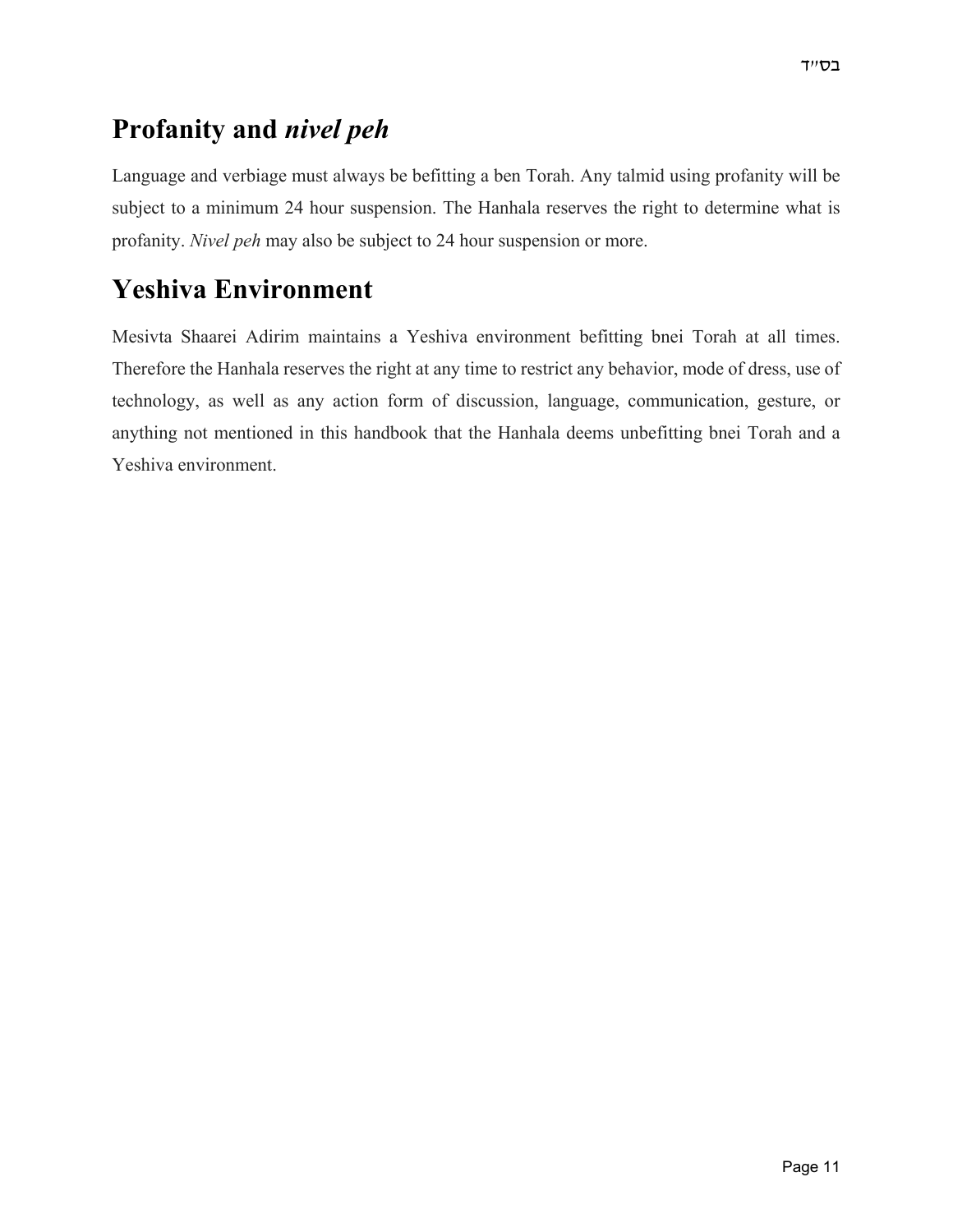## Profanity and *nivel peh*

Language and verbiage must always be befitting a ben Torah. Any talmid using profanity will be subject to a minimum 24 hour suspension. The Hanhala reserves the right to determine what is profanity. *Nivel peh* may also be subject to 24 hour suspension or more.

## Yeshiva Environment

Mesivta Shaarei Adirim maintains a Yeshiva environment befitting bnei Torah at all times. Therefore the Hanhala reserves the right at any time to restrict any behavior, mode of dress, use of technology, as well as any action form of discussion, language, communication, gesture, or anything not mentioned in this handbook that the Hanhala deems unbefitting bnei Torah and a Yeshiva environment.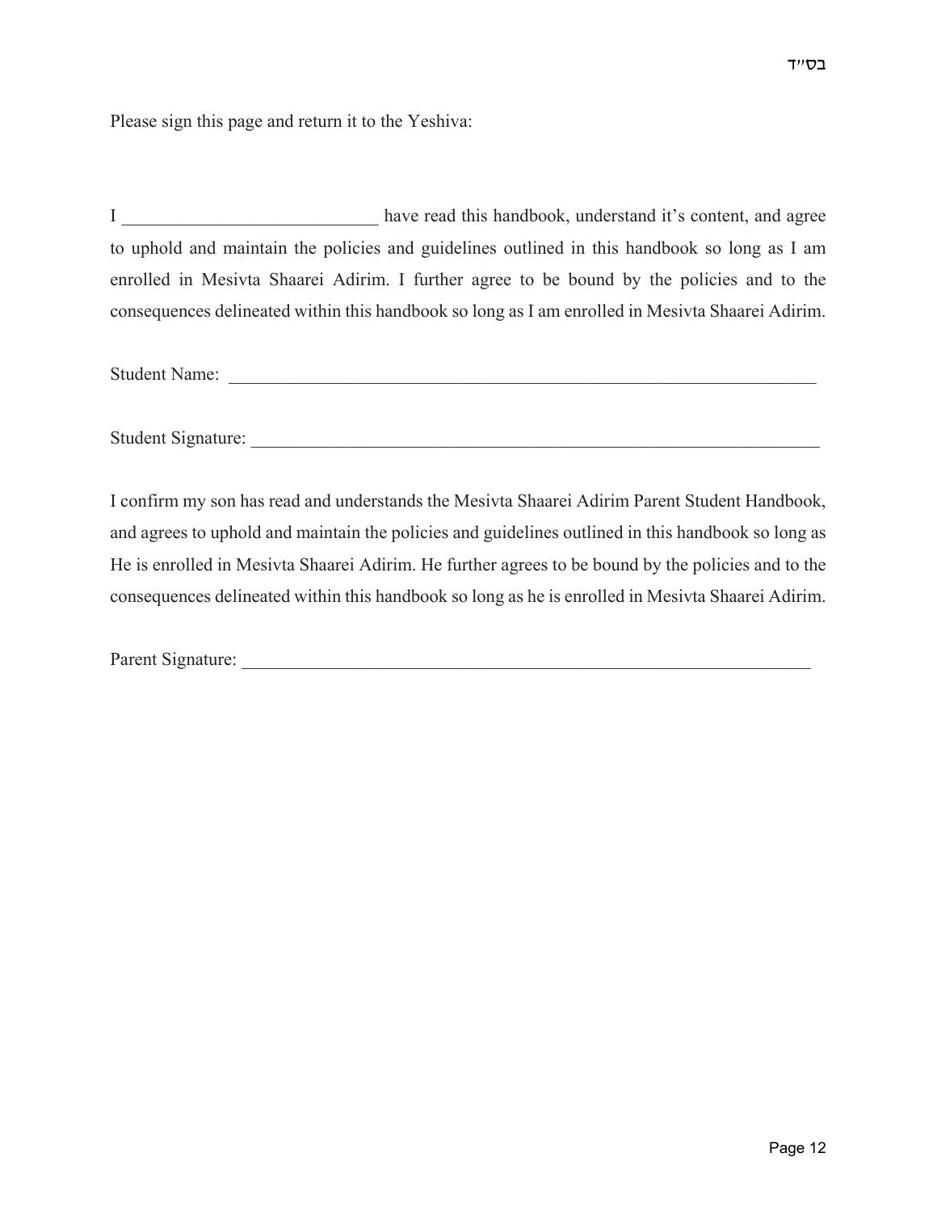בס״ד

Please sign this page and return it to the Yeshiva:

I ____________________________ have read this handbook, understand it's content, and agree to uphold and maintain the policies and guidelines outlined in this handbook so long as I am enrolled in Mesivta Shaarei Adirim. I further agree to be bound by the policies and to the consequences delineated within this handbook so long as I am enrolled in Mesivta Shaarei Adirim.

Student Name: ____________________________________________________________________

Student Signature: _________________________________________________________________

I confirm my son has read and understands the Mesivta Shaarei Adirim Parent Student Handbook, and agrees to uphold and maintain the policies and guidelines outlined in this handbook so long as He is enrolled in Mesivta Shaarei Adirim. He further agrees to be bound by the policies and to the consequences delineated within this handbook so long as he is enrolled in Mesivta Shaarei Adirim.

Parent Signature: _________________________________________________________________